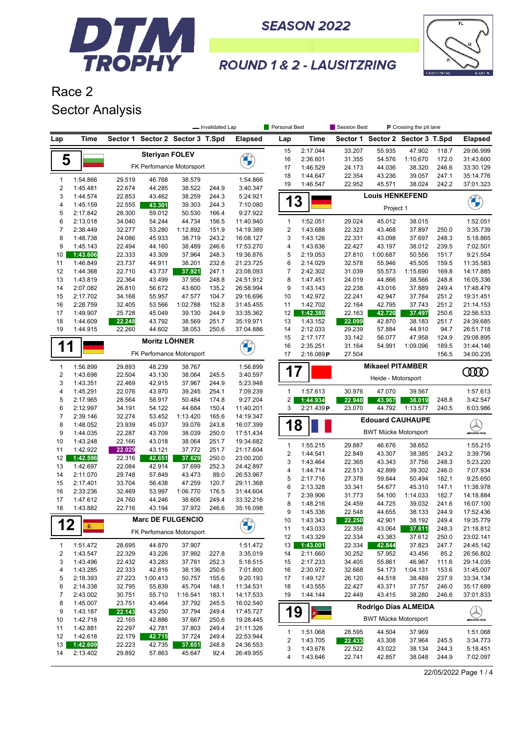# DTM TROPHY

**SEASON 2022**

**ROUND 1 & 2 - LAUSITZRING**

## Race 2
## Sector Analysis

— Invalidated Lap | Personal Best | Session Best | **P** Crossing the pit lane

### 5 — Steriyan FOLEV — FK Perfomance Motorsport

| Lap | Time | Sector 1 | Sector 2 | Sector 3 | T.Spd | Elapsed |
|---|---|---|---|---|---|---|
| 1 | 1:54.866 | 29.519 | 46.768 | 38.579 | | 1:54.866 |
| 2 | 1:45.481 | 22.674 | 44.285 | 38.522 | 244.9 | 3:40.347 |
| 3 | 1:44.574 | 22.853 | 43.462 | 38.259 | 244.3 | 5:24.921 |
| 4 | 1:45.159 | 22.555 | 43.301 | 39.303 | 244.3 | 7:10.080 |
| 5 | 2:17.842 | 28.300 | 59.012 | 50.530 | 166.4 | 9:27.922 |
| 6 | 2:13.018 | 34.040 | 54.244 | 44.734 | 156.5 | 11:40.940 |
| 7 | 2:38.449 | 32.277 | 53.280 | 1:12.892 | 151.9 | 14:19.389 |
| 8 | 1:48.738 | 24.086 | 45.933 | 38.719 | 243.2 | 16:08.127 |
| 9 | 1:45.143 | 22.494 | 44.160 | 38.489 | 246.6 | 17:53.270 |
| 10 | 1:43.606 | 22.333 | 43.309 | 37.964 | 248.3 | 19:36.876 |
| 11 | 1:46.849 | 23.737 | 44.911 | 38.201 | 232.8 | 21:23.725 |
| 12 | 1:44.368 | 22.710 | 43.737 | 37.921 | 247.1 | 23:08.093 |
| 13 | 1:43.819 | 22.364 | 43.499 | 37.956 | 248.8 | 24:51.912 |
| 14 | 2:07.082 | 26.810 | 56.672 | 43.600 | 135.2 | 26:58.994 |
| 15 | 2:17.702 | 34.168 | 55.957 | 47.577 | 104.7 | 29:16.696 |
| 16 | 2:28.759 | 32.405 | 53.566 | 1:02.788 | 152.8 | 31:45.455 |
| 17 | 1:49.907 | 25.728 | 45.049 | 39.130 | 244.9 | 33:35.362 |
| 18 | 1:44.609 | 22.248 | 43.792 | 38.569 | 251.7 | 35:19.971 |
| 19 | 1:44.915 | 22.260 | 44.602 | 38.053 | 250.6 | 37:04.886 |

### 11 — Moritz LÖHNER — FK Perfomance Motorsport

| Lap | Time | Sector 1 | Sector 2 | Sector 3 | T.Spd | Elapsed |
|---|---|---|---|---|---|---|
| 1 | 1:56.899 | 29.893 | 48.239 | 38.767 | | 1:56.899 |
| 2 | 1:43.698 | 22.504 | 43.130 | 38.064 | 245.5 | 3:40.597 |
| 3 | 1:43.351 | 22.469 | 42.915 | 37.967 | 244.9 | 5:23.948 |
| 4 | 1:45.291 | 22.076 | 43.970 | 39.245 | 254.1 | 7:09.239 |
| 5 | 2:17.965 | 28.564 | 58.917 | 50.484 | 174.8 | 9:27.204 |
| 6 | 2:12.997 | 34.191 | 54.122 | 44.684 | 150.4 | 11:40.201 |
| 7 | 2:39.146 | 32.274 | 53.452 | 1:13.420 | 165.6 | 14:19.347 |
| 8 | 1:48.052 | 23.939 | 45.037 | 39.076 | 243.8 | 16:07.399 |
| 9 | 1:44.035 | 22.287 | 43.709 | 38.039 | 250.0 | 17:51.434 |
| 10 | 1:43.248 | 22.166 | 43.018 | 38.064 | 251.7 | 19:34.682 |
| 11 | 1:42.922 | 22.029 | 43.121 | 37.772 | 251.7 | 21:17.604 |
| 12 | 1:42.596 | 22.316 | 42.651 | 37.629 | 250.0 | 23:00.200 |
| 13 | 1:42.697 | 22.084 | 42.914 | 37.699 | 252.3 | 24:42.897 |
| 14 | 2:11.070 | 29.748 | 57.849 | 43.473 | 89.0 | 26:53.967 |
| 15 | 2:17.401 | 33.704 | 56.438 | 47.259 | 120.7 | 29:11.368 |
| 16 | 2:33.236 | 32.469 | 53.997 | 1:06.770 | 176.5 | 31:44.604 |
| 17 | 1:47.612 | 24.760 | 44.246 | 38.606 | 249.4 | 33:32.216 |
| 18 | 1:43.882 | 22.716 | 43.194 | 37.972 | 246.6 | 35:16.098 |

### 12 — Marc DE FULGENCIO — FK Perfomance Motorsport

| Lap | Time | Sector 1 | Sector 2 | Sector 3 | T.Spd | Elapsed |
|---|---|---|---|---|---|---|
| 1 | 1:51.472 | 28.695 | 44.870 | 37.907 | | 1:51.472 |
| 2 | 1:43.547 | 22.329 | 43.226 | 37.992 | 227.8 | 3:35.019 |
| 3 | 1:43.496 | 22.432 | 43.283 | 37.781 | 252.3 | 5:18.515 |
| 4 | 1:43.285 | 22.333 | 42.816 | 38.136 | 250.6 | 7:01.800 |
| 5 | 2:18.393 | 27.223 | 1:00.413 | 50.757 | 155.6 | 9:20.193 |
| 6 | 2:14.338 | 32.795 | 55.839 | 45.704 | 148.1 | 11:34.531 |
| 7 | 2:43.002 | 30.751 | 55.710 | 1:16.541 | 183.1 | 14:17.533 |
| 8 | 1:45.007 | 23.751 | 43.464 | 37.792 | 245.5 | 16:02.540 |
| 9 | 1:43.187 | 22.143 | 43.250 | 37.794 | 249.4 | 17:45.727 |
| 10 | 1:42.718 | 22.165 | 42.886 | 37.667 | 250.6 | 19:28.445 |
| 11 | 1:42.881 | 22.297 | 42.781 | 37.803 | 249.4 | 21:11.326 |
| 12 | 1:42.618 | 22.179 | 42.715 | 37.724 | 249.4 | 22:53.944 |
| 13 | 1:42.609 | 22.223 | 42.735 | 37.651 | 248.8 | 24:36.553 |
| 14 | 2:13.402 | 29.892 | 57.863 | 45.647 | 92.4 | 26:49.955 |
| 15 | 2:17.044 | 33.207 | 55.935 | 47.902 | 118.7 | 29:06.999 |
| 16 | 2:36.601 | 31.355 | 54.576 | 1:10.670 | 172.0 | 31:43.600 |
| 17 | 1:46.529 | 24.173 | 44.036 | 38.320 | 246.6 | 33:30.129 |
| 18 | 1:44.647 | 22.354 | 43.236 | 39.057 | 247.1 | 35:14.776 |
| 19 | 1:46.547 | 22.952 | 45.571 | 38.024 | 242.2 | 37:01.323 |

### 13 — Louis HENKEFEND — Project 1

| Lap | Time | Sector 1 | Sector 2 | Sector 3 | T.Spd | Elapsed |
|---|---|---|---|---|---|---|
| 1 | 1:52.051 | 29.024 | 45.012 | 38.015 | | 1:52.051 |
| 2 | 1:43.688 | 22.323 | 43.468 | 37.897 | 250.0 | 3:35.739 |
| 3 | 1:43.126 | 22.331 | 43.098 | 37.697 | 248.3 | 5:18.865 |
| 4 | 1:43.636 | 22.427 | 43.197 | 38.012 | 239.5 | 7:02.501 |
| 5 | 2:19.053 | 27.810 | 1:00.687 | 50.556 | 151.7 | 9:21.554 |
| 6 | 2:14.029 | 32.578 | 55.946 | 45.505 | 159.5 | 11:35.583 |
| 7 | 2:42.302 | 31.039 | 55.573 | 1:15.690 | 169.8 | 14:17.885 |
| 8 | 1:47.451 | 24.019 | 44.866 | 38.566 | 248.8 | 16:05.336 |
| 9 | 1:43.143 | 22.238 | 43.016 | 37.889 | 249.4 | 17:48.479 |
| 10 | 1:42.972 | 22.241 | 42.947 | 37.784 | 251.2 | 19:31.451 |
| 11 | 1:42.702 | 22.164 | 42.795 | 37.743 | 251.2 | 21:14.153 |
| 12 | 1:42.380 | 22.163 | 42.720 | 37.497 | 250.6 | 22:56.533 |
| 13 | 1:43.152 | 22.099 | 42.870 | 38.183 | 251.7 | 24:39.685 |
| 14 | 2:12.033 | 29.239 | 57.884 | 44.910 | 94.7 | 26:51.718 |
| 15 | 2:17.177 | 33.142 | 56.077 | 47.958 | 124.9 | 29:08.895 |
| 16 | 2:35.251 | 31.164 | 54.991 | 1:09.096 | 189.5 | 31:44.146 |
| 17 | 2:16.089 P | 27.504 | | | 156.5 | 34:00.235 |

### 17 — Mikaeel PITAMBER — Heide - Motorsport

| Lap | Time | Sector 1 | Sector 2 | Sector 3 | T.Spd | Elapsed |
|---|---|---|---|---|---|---|
| 1 | 1:57.613 | 30.976 | 47.070 | 39.567 | | 1:57.613 |
| 2 | 1:44.934 | 22.948 | 43.967 | 38.019 | 248.8 | 3:42.547 |
| 3 | 2:21.439 P | 23.070 | 44.792 | 1:13.577 | 240.5 | 6:03.986 |

### 18 — Edouard CAUHAUPE — BWT Mücke Motorsport

| Lap | Time | Sector 1 | Sector 2 | Sector 3 | T.Spd | Elapsed |
|---|---|---|---|---|---|---|
| 1 | 1:55.215 | 29.887 | 46.676 | 38.652 | | 1:55.215 |
| 2 | 1:44.541 | 22.849 | 43.307 | 38.385 | 243.2 | 3:39.756 |
| 3 | 1:43.464 | 22.365 | 43.343 | 37.756 | 248.3 | 5:23.220 |
| 4 | 1:44.714 | 22.513 | 42.899 | 39.302 | 246.0 | 7:07.934 |
| 5 | 2:17.716 | 27.378 | 59.844 | 50.494 | 182.1 | 9:25.650 |
| 6 | 2:13.328 | 33.341 | 54.677 | 45.310 | 147.1 | 11:38.978 |
| 7 | 2:39.906 | 31.773 | 54.100 | 1:14.033 | 182.7 | 14:18.884 |
| 8 | 1:48.216 | 24.459 | 44.725 | 39.032 | 241.6 | 16:07.100 |
| 9 | 1:45.336 | 22.548 | 44.655 | 38.133 | 244.9 | 17:52.436 |
| 10 | 1:43.343 | 22.250 | 42.901 | 38.192 | 249.4 | 19:35.779 |
| 11 | 1:43.033 | 22.358 | 43.064 | 37.611 | 248.3 | 21:18.812 |
| 12 | 1:43.329 | 22.334 | 43.383 | 37.612 | 250.0 | 23:02.141 |
| 13 | 1:43.001 | 22.334 | 42.844 | 37.823 | 247.7 | 24:45.142 |
| 14 | 2:11.660 | 30.252 | 57.952 | 43.456 | 85.2 | 26:56.802 |
| 15 | 2:17.233 | 34.405 | 55.861 | 46.967 | 111.6 | 29:14.035 |
| 16 | 2:30.972 | 32.668 | 54.173 | 1:04.131 | 153.6 | 31:45.007 |
| 17 | 1:49.127 | 26.120 | 44.518 | 38.489 | 237.9 | 33:34.134 |
| 18 | 1:43.555 | 22.427 | 43.371 | 37.757 | 246.0 | 35:17.689 |
| 19 | 1:44.144 | 22.449 | 43.415 | 38.280 | 246.6 | 37:01.833 |

### 19 — Rodrigo Dias ALMEIDA — BWT Mücke Motorsport

| Lap | Time | Sector 1 | Sector 2 | Sector 3 | T.Spd | Elapsed |
|---|---|---|---|---|---|---|
| 1 | 1:51.068 | 28.595 | 44.504 | 37.969 | | 1:51.068 |
| 2 | 1:43.705 | 22.433 | 43.308 | 37.964 | 245.5 | 3:34.773 |
| 3 | 1:43.678 | 22.522 | 43.022 | 38.134 | 244.3 | 5:18.451 |
| 4 | 1:43.646 | 22.741 | 42.857 | 38.048 | 244.9 | 7:02.097 |

22/05/2022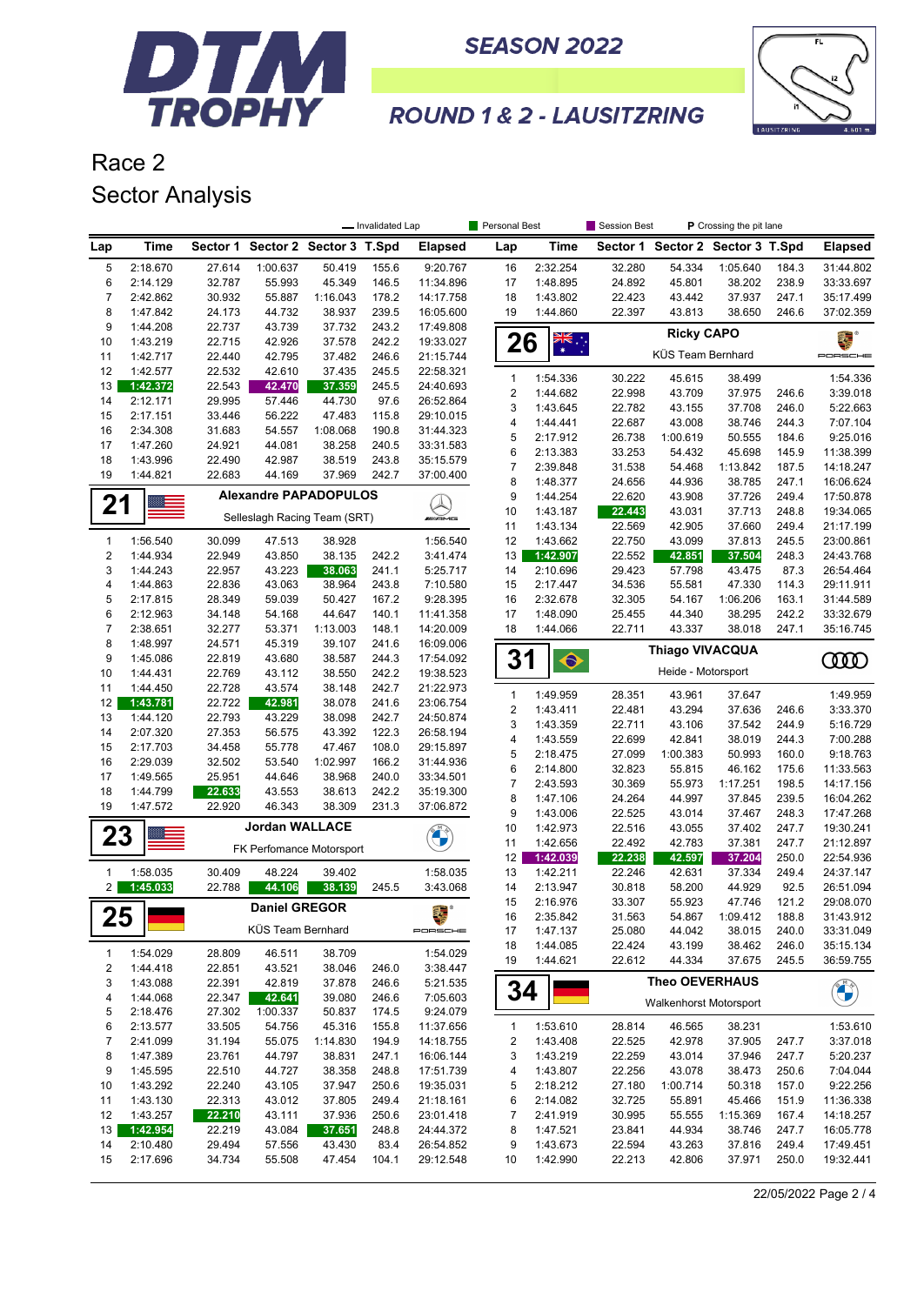# DTM TROPHY

## SEASON 2022

## ROUND 1 & 2 - LAUSITZRING

# Race 2

## Sector Analysis

— Invalidated Lap | Personal Best | Session Best | P Crossing the pit lane

| Lap | Time | Sector 1 | Sector 2 | Sector 3 | T.Spd | Elapsed |
|---|---|---|---|---|---|---|
| 5 | 2:18.670 | 27.614 | 1:00.637 | 50.419 | 155.6 | 9:20.767 |
| 6 | 2:14.129 | 32.787 | 55.993 | 45.349 | 146.5 | 11:34.896 |
| 7 | 2:42.862 | 30.932 | 55.887 | 1:16.043 | 178.2 | 14:17.758 |
| 8 | 1:47.842 | 24.173 | 44.732 | 38.937 | 239.5 | 16:05.600 |
| 9 | 1:44.208 | 22.737 | 43.739 | 37.732 | 243.2 | 17:49.808 |
| 10 | 1:43.219 | 22.715 | 42.926 | 37.578 | 242.2 | 19:33.027 |
| 11 | 1:42.717 | 22.440 | 42.795 | 37.482 | 246.6 | 21:15.744 |
| 12 | 1:42.577 | 22.532 | 42.610 | 37.435 | 245.5 | 22:58.321 |
| 13 | 1:42.372 | 22.543 | 42.470 | 37.359 | 245.5 | 24:40.693 |
| 14 | 2:12.171 | 29.995 | 57.446 | 44.730 | 97.6 | 26:52.864 |
| 15 | 2:17.151 | 33.446 | 56.222 | 47.483 | 115.8 | 29:10.015 |
| 16 | 2:34.308 | 31.683 | 54.557 | 1:08.068 | 190.8 | 31:44.323 |
| 17 | 1:47.260 | 24.921 | 44.081 | 38.258 | 240.5 | 33:31.583 |
| 18 | 1:43.996 | 22.490 | 42.987 | 38.519 | 243.8 | 35:15.579 |
| 19 | 1:44.821 | 22.683 | 44.169 | 37.969 | 242.7 | 37:00.400 |

### 21 Alexandre PAPADOPULOS — Selleslagh Racing Team (SRT)

| Lap | Time | Sector 1 | Sector 2 | Sector 3 | T.Spd | Elapsed |
|---|---|---|---|---|---|---|
| 1 | 1:56.540 | 30.099 | 47.513 | 38.928 | | 1:56.540 |
| 2 | 1:44.934 | 22.949 | 43.850 | 38.135 | 242.2 | 3:41.474 |
| 3 | 1:44.243 | 22.957 | 43.223 | 38.063 | 241.1 | 5:25.717 |
| 4 | 1:44.863 | 22.836 | 43.063 | 38.964 | 243.8 | 7:10.580 |
| 5 | 2:17.815 | 28.349 | 59.039 | 50.427 | 167.2 | 9:28.395 |
| 6 | 2:12.963 | 34.148 | 54.168 | 44.647 | 140.1 | 11:41.358 |
| 7 | 2:38.651 | 32.277 | 53.371 | 1:13.003 | 148.1 | 14:20.009 |
| 8 | 1:48.997 | 24.571 | 45.319 | 39.107 | 241.6 | 16:09.006 |
| 9 | 1:45.086 | 22.819 | 43.680 | 38.587 | 244.3 | 17:54.092 |
| 10 | 1:44.431 | 22.769 | 43.112 | 38.550 | 242.2 | 19:38.523 |
| 11 | 1:44.450 | 22.728 | 43.574 | 38.148 | 242.7 | 21:22.973 |
| 12 | 1:43.781 | 22.722 | 42.981 | 38.078 | 241.6 | 23:06.754 |
| 13 | 1:44.120 | 22.793 | 43.229 | 38.098 | 242.7 | 24:50.874 |
| 14 | 2:07.320 | 27.353 | 56.575 | 43.392 | 122.3 | 26:58.194 |
| 15 | 2:17.703 | 34.458 | 55.778 | 47.467 | 108.0 | 29:15.897 |
| 16 | 2:29.039 | 32.502 | 53.540 | 1:02.997 | 166.2 | 31:44.936 |
| 17 | 1:49.565 | 25.951 | 44.646 | 38.968 | 240.0 | 33:34.501 |
| 18 | 1:44.799 | 22.633 | 43.553 | 38.613 | 242.2 | 35:19.300 |
| 19 | 1:47.572 | 22.920 | 46.343 | 38.309 | 231.3 | 37:06.872 |

### 23 Jordan WALLACE — FK Perfomance Motorsport

| Lap | Time | Sector 1 | Sector 2 | Sector 3 | T.Spd | Elapsed |
|---|---|---|---|---|---|---|
| 1 | 1:58.035 | 30.409 | 48.224 | 39.402 | | 1:58.035 |
| 2 | 1:45.033 | 22.788 | 44.106 | 38.139 | 245.5 | 3:43.068 |

### 25 Daniel GREGOR — KÜS Team Bernhard

| Lap | Time | Sector 1 | Sector 2 | Sector 3 | T.Spd | Elapsed |
|---|---|---|---|---|---|---|
| 1 | 1:54.029 | 28.809 | 46.511 | 38.709 | | 1:54.029 |
| 2 | 1:44.418 | 22.851 | 43.521 | 38.046 | 246.0 | 3:38.447 |
| 3 | 1:43.088 | 22.391 | 42.819 | 37.878 | 246.6 | 5:21.535 |
| 4 | 1:44.068 | 22.347 | 42.641 | 39.080 | 246.6 | 7:05.603 |
| 5 | 2:18.476 | 27.302 | 1:00.337 | 50.837 | 174.5 | 9:24.079 |
| 6 | 2:13.577 | 33.505 | 54.756 | 45.316 | 155.8 | 11:37.656 |
| 7 | 2:41.099 | 31.194 | 55.075 | 1:14.830 | 194.9 | 14:18.755 |
| 8 | 1:47.389 | 23.761 | 44.797 | 38.831 | 247.1 | 16:06.144 |
| 9 | 1:45.595 | 22.510 | 44.727 | 38.358 | 248.8 | 17:51.739 |
| 10 | 1:43.292 | 22.240 | 43.105 | 37.947 | 250.6 | 19:35.031 |
| 11 | 1:43.130 | 22.313 | 43.012 | 37.805 | 249.4 | 21:18.161 |
| 12 | 1:43.257 | 22.210 | 43.111 | 37.936 | 250.6 | 23:01.418 |
| 13 | 1:42.954 | 22.219 | 43.084 | 37.651 | 248.8 | 24:44.372 |
| 14 | 2:10.480 | 29.494 | 57.556 | 43.430 | 83.4 | 26:54.852 |
| 15 | 2:17.696 | 34.734 | 55.508 | 47.454 | 104.1 | 29:12.548 |
| 16 | 2:32.254 | 32.280 | 54.334 | 1:05.640 | 184.3 | 31:44.802 |
| 17 | 1:48.895 | 24.892 | 45.801 | 38.202 | 238.9 | 33:33.697 |
| 18 | 1:43.802 | 22.423 | 43.442 | 37.937 | 247.1 | 35:17.499 |
| 19 | 1:44.860 | 22.397 | 43.813 | 38.650 | 246.6 | 37:02.359 |

### 26 Ricky CAPO — KÜS Team Bernhard

| Lap | Time | Sector 1 | Sector 2 | Sector 3 | T.Spd | Elapsed |
|---|---|---|---|---|---|---|
| 1 | 1:54.336 | 30.222 | 45.615 | 38.499 | | 1:54.336 |
| 2 | 1:44.682 | 22.998 | 43.709 | 37.975 | 246.6 | 3:39.018 |
| 3 | 1:43.645 | 22.782 | 43.155 | 37.708 | 246.0 | 5:22.663 |
| 4 | 1:44.441 | 22.687 | 43.008 | 38.746 | 244.3 | 7:07.104 |
| 5 | 2:17.912 | 26.738 | 1:00.619 | 50.555 | 184.6 | 9:25.016 |
| 6 | 2:13.383 | 33.253 | 54.432 | 45.698 | 145.9 | 11:38.399 |
| 7 | 2:39.848 | 31.538 | 54.468 | 1:13.842 | 187.5 | 14:18.247 |
| 8 | 1:48.377 | 24.656 | 44.936 | 38.785 | 247.1 | 16:06.624 |
| 9 | 1:44.254 | 22.620 | 43.908 | 37.726 | 249.4 | 17:50.878 |
| 10 | 1:43.187 | 22.443 | 43.031 | 37.713 | 248.8 | 19:34.065 |
| 11 | 1:43.134 | 22.569 | 42.905 | 37.660 | 249.4 | 21:17.199 |
| 12 | 1:43.662 | 22.750 | 43.099 | 37.813 | 245.5 | 23:00.861 |
| 13 | 1:42.907 | 22.552 | 42.851 | 37.504 | 248.3 | 24:43.768 |
| 14 | 2:10.696 | 29.423 | 57.798 | 43.475 | 87.3 | 26:54.464 |
| 15 | 2:17.447 | 34.536 | 55.581 | 47.330 | 114.3 | 29:11.911 |
| 16 | 2:32.678 | 32.305 | 54.167 | 1:06.206 | 163.1 | 31:44.589 |
| 17 | 1:48.090 | 25.455 | 44.340 | 38.295 | 242.2 | 33:32.679 |
| 18 | 1:44.066 | 22.711 | 43.337 | 38.018 | 247.1 | 35:16.745 |

### 31 Thiago VIVACQUA — Heide - Motorsport

| Lap | Time | Sector 1 | Sector 2 | Sector 3 | T.Spd | Elapsed |
|---|---|---|---|---|---|---|
| 1 | 1:49.959 | 28.351 | 43.961 | 37.647 | | 1:49.959 |
| 2 | 1:43.411 | 22.481 | 43.294 | 37.636 | 246.6 | 3:33.370 |
| 3 | 1:43.359 | 22.711 | 43.106 | 37.542 | 244.9 | 5:16.729 |
| 4 | 1:43.559 | 22.699 | 42.841 | 38.019 | 244.3 | 7:00.288 |
| 5 | 2:18.475 | 27.099 | 1:00.383 | 50.993 | 160.0 | 9:18.763 |
| 6 | 2:14.800 | 32.823 | 55.815 | 46.162 | 175.6 | 11:33.563 |
| 7 | 2:43.593 | 30.369 | 55.973 | 1:17.251 | 198.5 | 14:17.156 |
| 8 | 1:47.106 | 24.264 | 44.997 | 37.845 | 239.5 | 16:04.262 |
| 9 | 1:43.006 | 22.525 | 43.014 | 37.467 | 248.3 | 17:47.268 |
| 10 | 1:42.973 | 22.516 | 43.055 | 37.402 | 247.7 | 19:30.241 |
| 11 | 1:42.656 | 22.492 | 42.783 | 37.381 | 247.7 | 21:12.897 |
| 12 | 1:42.039 | 22.238 | 42.597 | 37.204 | 250.0 | 22:54.936 |
| 13 | 1:42.211 | 22.246 | 42.631 | 37.334 | 249.4 | 24:37.147 |
| 14 | 2:13.947 | 30.818 | 58.200 | 44.929 | 92.5 | 26:51.094 |
| 15 | 2:16.976 | 33.307 | 55.923 | 47.746 | 121.2 | 29:08.070 |
| 16 | 2:35.842 | 31.563 | 54.867 | 1:09.412 | 188.8 | 31:43.912 |
| 17 | 1:47.137 | 25.080 | 44.042 | 38.015 | 240.0 | 33:31.049 |
| 18 | 1:44.085 | 22.424 | 43.199 | 38.462 | 246.0 | 35:15.134 |
| 19 | 1:44.621 | 22.612 | 44.334 | 37.675 | 245.5 | 36:59.755 |

### 34 Theo OEVERHAUS — Walkenhorst Motorsport

| Lap | Time | Sector 1 | Sector 2 | Sector 3 | T.Spd | Elapsed |
|---|---|---|---|---|---|---|
| 1 | 1:53.610 | 28.814 | 46.565 | 38.231 | | 1:53.610 |
| 2 | 1:43.408 | 22.525 | 42.978 | 37.905 | 247.7 | 3:37.018 |
| 3 | 1:43.219 | 22.259 | 43.014 | 37.946 | 247.7 | 5:20.237 |
| 4 | 1:43.807 | 22.256 | 43.078 | 38.473 | 250.6 | 7:04.044 |
| 5 | 2:18.212 | 27.180 | 1:00.714 | 50.318 | 157.0 | 9:22.256 |
| 6 | 2:14.082 | 32.725 | 55.891 | 45.466 | 151.9 | 11:36.338 |
| 7 | 2:41.919 | 30.995 | 55.555 | 1:15.369 | 167.4 | 14:18.257 |
| 8 | 1:47.521 | 23.841 | 44.934 | 38.746 | 247.7 | 16:05.778 |
| 9 | 1:43.673 | 22.594 | 43.263 | 37.816 | 249.4 | 17:49.451 |
| 10 | 1:42.990 | 22.213 | 42.806 | 37.971 | 250.0 | 19:32.441 |

22/05/2022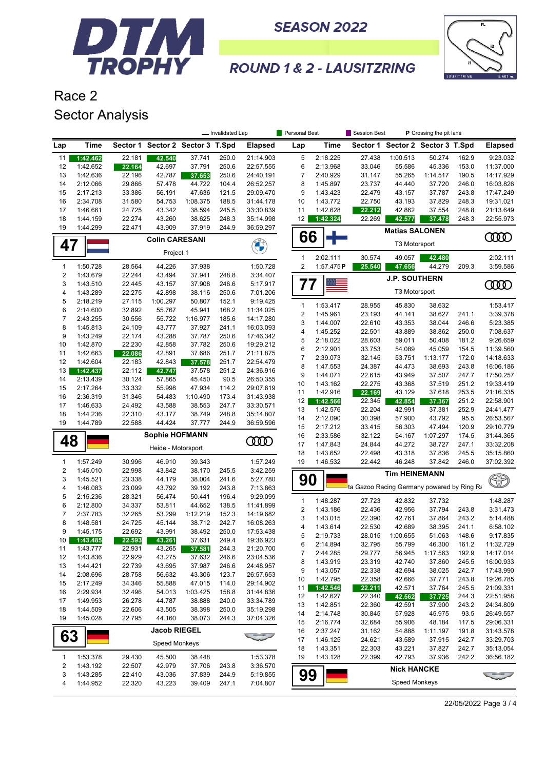# DTM TROPHY

SEASON 2022

ROUND 1 & 2 - LAUSITZRING

## Race 2
## Sector Analysis

Legend: Invalidated Lap | Personal Best | Session Best | P Crossing the pit lane

(continued)

| Lap | Time | Sector 1 | Sector 2 | Sector 3 | T.Spd | Elapsed |
|---|---|---|---|---|---|---|
| 11 | 1:42.462 | 22.181 | 42.540 | 37.741 | 250.0 | 21:14.903 |
| 12 | 1:42.652 | 22.164 | 42.697 | 37.791 | 250.6 | 22:57.555 |
| 13 | 1:42.636 | 22.196 | 42.787 | 37.653 | 250.6 | 24:40.191 |
| 14 | 2:12.066 | 29.866 | 57.478 | 44.722 | 104.4 | 26:52.257 |
| 15 | 2:17.213 | 33.386 | 56.191 | 47.636 | 121.5 | 29:09.470 |
| 16 | 2:34.708 | 31.580 | 54.753 | 1:08.375 | 188.5 | 31:44.178 |
| 17 | 1:46.661 | 24.725 | 43.342 | 38.594 | 245.5 | 33:30.839 |
| 18 | 1:44.159 | 22.274 | 43.260 | 38.625 | 248.3 | 35:14.998 |
| 19 | 1:44.299 | 22.471 | 43.909 | 37.919 | 244.9 | 36:59.297 |

### 47 Colin CARESANI — Project 1

| Lap | Time | Sector 1 | Sector 2 | Sector 3 | T.Spd | Elapsed |
|---|---|---|---|---|---|---|
| 1 | 1:50.728 | 28.564 | 44.226 | 37.938 | | 1:50.728 |
| 2 | 1:43.679 | 22.244 | 43.494 | 37.941 | 248.8 | 3:34.407 |
| 3 | 1:43.510 | 22.445 | 43.157 | 37.908 | 246.6 | 5:17.917 |
| 4 | 1:43.289 | 22.275 | 42.898 | 38.116 | 250.6 | 7:01.206 |
| 5 | 2:18.219 | 27.115 | 1:00.297 | 50.807 | 152.1 | 9:19.425 |
| 6 | 2:14.600 | 32.892 | 55.767 | 45.941 | 168.2 | 11:34.025 |
| 7 | 2:43.255 | 30.556 | 55.722 | 1:16.977 | 185.6 | 14:17.280 |
| 8 | 1:45.813 | 24.109 | 43.777 | 37.927 | 241.1 | 16:03.093 |
| 9 | 1:43.249 | 22.174 | 43.288 | 37.787 | 250.6 | 17:46.342 |
| 10 | 1:42.870 | 22.230 | 42.858 | 37.782 | 250.6 | 19:29.212 |
| 11 | 1:42.663 | 22.086 | 42.891 | 37.686 | 251.7 | 21:11.875 |
| 12 | 1:42.604 | 22.183 | 42.843 | 37.578 | 251.7 | 22:54.479 |
| 13 | 1:42.437 | 22.112 | 42.747 | 37.578 | 251.2 | 24:36.916 |
| 14 | 2:13.439 | 30.124 | 57.865 | 45.450 | 90.5 | 26:50.355 |
| 15 | 2:17.264 | 33.332 | 55.998 | 47.934 | 114.2 | 29:07.619 |
| 16 | 2:36.319 | 31.346 | 54.483 | 1:10.490 | 173.4 | 31:43.938 |
| 17 | 1:46.633 | 24.492 | 43.588 | 38.553 | 247.7 | 33:30.571 |
| 18 | 1:44.236 | 22.310 | 43.177 | 38.749 | 248.8 | 35:14.807 |
| 19 | 1:44.789 | 22.588 | 44.424 | 37.777 | 244.9 | 36:59.596 |

### 48 Sophie HOFMANN — Heide - Motorsport

| Lap | Time | Sector 1 | Sector 2 | Sector 3 | T.Spd | Elapsed |
|---|---|---|---|---|---|---|
| 1 | 1:57.249 | 30.996 | 46.910 | 39.343 | | 1:57.249 |
| 2 | 1:45.010 | 22.998 | 43.842 | 38.170 | 245.5 | 3:42.259 |
| 3 | 1:45.521 | 23.338 | 44.179 | 38.004 | 241.6 | 5:27.780 |
| 4 | 1:46.083 | 23.099 | 43.792 | 39.192 | 243.8 | 7:13.863 |
| 5 | 2:15.236 | 28.321 | 56.474 | 50.441 | 196.4 | 9:29.099 |
| 6 | 2:12.800 | 34.337 | 53.811 | 44.652 | 138.5 | 11:41.899 |
| 7 | 2:37.783 | 32.265 | 53.299 | 1:12.219 | 152.3 | 14:19.682 |
| 8 | 1:48.581 | 24.725 | 45.144 | 38.712 | 242.7 | 16:08.263 |
| 9 | 1:45.175 | 22.692 | 43.991 | 38.492 | 250.0 | 17:53.438 |
| 10 | 1:43.485 | 22.593 | 43.261 | 37.631 | 249.4 | 19:36.923 |
| 11 | 1:43.777 | 22.931 | 43.265 | 37.581 | 244.3 | 21:20.700 |
| 12 | 1:43.836 | 22.929 | 43.275 | 37.632 | 246.6 | 23:04.536 |
| 13 | 1:44.421 | 22.739 | 43.695 | 37.987 | 246.6 | 24:48.957 |
| 14 | 2:08.696 | 28.758 | 56.632 | 43.306 | 123.7 | 26:57.653 |
| 15 | 2:17.249 | 34.346 | 55.888 | 47.015 | 114.0 | 29:14.902 |
| 16 | 2:29.934 | 32.496 | 54.013 | 1:03.425 | 158.8 | 31:44.836 |
| 17 | 1:49.953 | 26.278 | 44.787 | 38.888 | 240.0 | 33:34.789 |
| 18 | 1:44.509 | 22.606 | 43.505 | 38.398 | 250.0 | 35:19.298 |
| 19 | 1:45.028 | 22.795 | 44.160 | 38.073 | 244.3 | 37:04.326 |

### 63 Jacob RIEGEL — Speed Monkeys

| Lap | Time | Sector 1 | Sector 2 | Sector 3 | T.Spd | Elapsed |
|---|---|---|---|---|---|---|
| 1 | 1:53.378 | 29.430 | 45.500 | 38.448 | | 1:53.378 |
| 2 | 1:43.192 | 22.507 | 42.979 | 37.706 | 243.8 | 3:36.570 |
| 3 | 1:43.285 | 22.410 | 43.036 | 37.839 | 244.9 | 5:19.855 |
| 4 | 1:44.952 | 22.320 | 43.223 | 39.409 | 247.1 | 7:04.807 |
| 5 | 2:18.225 | 27.438 | 1:00.513 | 50.274 | 162.9 | 9:23.032 |
| 6 | 2:13.968 | 33.046 | 55.586 | 45.336 | 153.0 | 11:37.000 |
| 7 | 2:40.929 | 31.147 | 55.265 | 1:14.517 | 190.5 | 14:17.929 |
| 8 | 1:45.897 | 23.737 | 44.440 | 37.720 | 246.0 | 16:03.826 |
| 9 | 1:43.423 | 22.479 | 43.157 | 37.787 | 243.8 | 17:47.249 |
| 10 | 1:43.772 | 22.750 | 43.193 | 37.829 | 248.3 | 19:31.021 |
| 11 | 1:42.628 | 22.212 | 42.862 | 37.554 | 248.8 | 21:13.649 |
| 12 | 1:42.324 | 22.269 | 42.577 | 37.478 | 248.3 | 22:55.973 |

### 66 Matias SALONEN — T3 Motorsport

| Lap | Time | Sector 1 | Sector 2 | Sector 3 | T.Spd | Elapsed |
|---|---|---|---|---|---|---|
| 1 | 2:02.111 | 30.574 | 49.057 | 42.480 | | 2:02.111 |
| 2 | 1:57.475 P | 25.540 | 47.656 | 44.279 | 209.3 | 3:59.586 |

### 77 J.P. SOUTHERN — T3 Motorsport

| Lap | Time | Sector 1 | Sector 2 | Sector 3 | T.Spd | Elapsed |
|---|---|---|---|---|---|---|
| 1 | 1:53.417 | 28.955 | 45.830 | 38.632 | | 1:53.417 |
| 2 | 1:45.961 | 23.193 | 44.141 | 38.627 | 241.1 | 3:39.378 |
| 3 | 1:44.007 | 22.610 | 43.353 | 38.044 | 246.6 | 5:23.385 |
| 4 | 1:45.252 | 22.501 | 43.889 | 38.862 | 250.0 | 7:08.637 |
| 5 | 2:18.022 | 28.603 | 59.011 | 50.408 | 181.2 | 9:26.659 |
| 6 | 2:12.901 | 33.753 | 54.089 | 45.059 | 154.5 | 11:39.560 |
| 7 | 2:39.073 | 32.145 | 53.751 | 1:13.177 | 172.0 | 14:18.633 |
| 8 | 1:47.553 | 24.387 | 44.473 | 38.693 | 243.8 | 16:06.186 |
| 9 | 1:44.071 | 22.615 | 43.949 | 37.507 | 247.7 | 17:50.257 |
| 10 | 1:43.162 | 22.275 | 43.368 | 37.519 | 251.2 | 19:33.419 |
| 11 | 1:42.916 | 22.169 | 43.129 | 37.618 | 253.5 | 21:16.335 |
| 12 | 1:42.566 | 22.345 | 42.854 | 37.367 | 251.2 | 22:58.901 |
| 13 | 1:42.576 | 22.204 | 42.991 | 37.381 | 252.9 | 24:41.477 |
| 14 | 2:12.090 | 30.398 | 57.900 | 43.792 | 95.5 | 26:53.567 |
| 15 | 2:17.212 | 33.415 | 56.303 | 47.494 | 120.9 | 29:10.779 |
| 16 | 2:33.586 | 32.122 | 54.167 | 1:07.297 | 174.5 | 31:44.365 |
| 17 | 1:47.843 | 24.844 | 44.272 | 38.727 | 247.1 | 33:32.208 |
| 18 | 1:43.652 | 22.498 | 43.318 | 37.836 | 245.5 | 35:15.860 |
| 19 | 1:46.532 | 22.442 | 46.248 | 37.842 | 246.0 | 37:02.392 |

### 90 Tim HEINEMANN — Toyota Gazoo Racing Germany powered by Ring Racing

| Lap | Time | Sector 1 | Sector 2 | Sector 3 | T.Spd | Elapsed |
|---|---|---|---|---|---|---|
| 1 | 1:48.287 | 27.723 | 42.832 | 37.732 | | 1:48.287 |
| 2 | 1:43.186 | 22.436 | 42.956 | 37.794 | 243.8 | 3:31.473 |
| 3 | 1:43.015 | 22.390 | 42.761 | 37.864 | 243.2 | 5:14.488 |
| 4 | 1:43.614 | 22.530 | 42.689 | 38.395 | 241.1 | 6:58.102 |
| 5 | 2:19.733 | 28.015 | 1:00.655 | 51.063 | 148.6 | 9:17.835 |
| 6 | 2:14.894 | 32.795 | 55.799 | 46.300 | 161.2 | 11:32.729 |
| 7 | 2:44.285 | 29.777 | 56.945 | 1:17.563 | 192.9 | 14:17.014 |
| 8 | 1:43.919 | 23.319 | 42.740 | 37.860 | 245.5 | 16:00.933 |
| 9 | 1:43.057 | 22.338 | 42.694 | 38.025 | 242.7 | 17:43.990 |
| 10 | 1:42.795 | 22.358 | 42.666 | 37.771 | 243.8 | 19:26.785 |
| 11 | 1:42.546 | 22.211 | 42.571 | 37.764 | 245.5 | 21:09.331 |
| 12 | 1:42.627 | 22.340 | 42.562 | 37.725 | 244.3 | 22:51.958 |
| 13 | 1:42.851 | 22.360 | 42.591 | 37.900 | 243.2 | 24:34.809 |
| 14 | 2:14.748 | 30.845 | 57.928 | 45.975 | 93.5 | 26:49.557 |
| 15 | 2:16.774 | 32.684 | 55.906 | 48.184 | 117.5 | 29:06.331 |
| 16 | 2:37.247 | 31.162 | 54.888 | 1:11.197 | 191.8 | 31:43.578 |
| 17 | 1:46.125 | 24.621 | 43.589 | 37.915 | 242.7 | 33:29.703 |
| 18 | 1:43.351 | 22.303 | 43.221 | 37.827 | 242.7 | 35:13.054 |
| 19 | 1:43.128 | 22.399 | 42.793 | 37.936 | 242.2 | 36:56.182 |

### 99 Nick HANCKE — Speed Monkeys

22/05/2022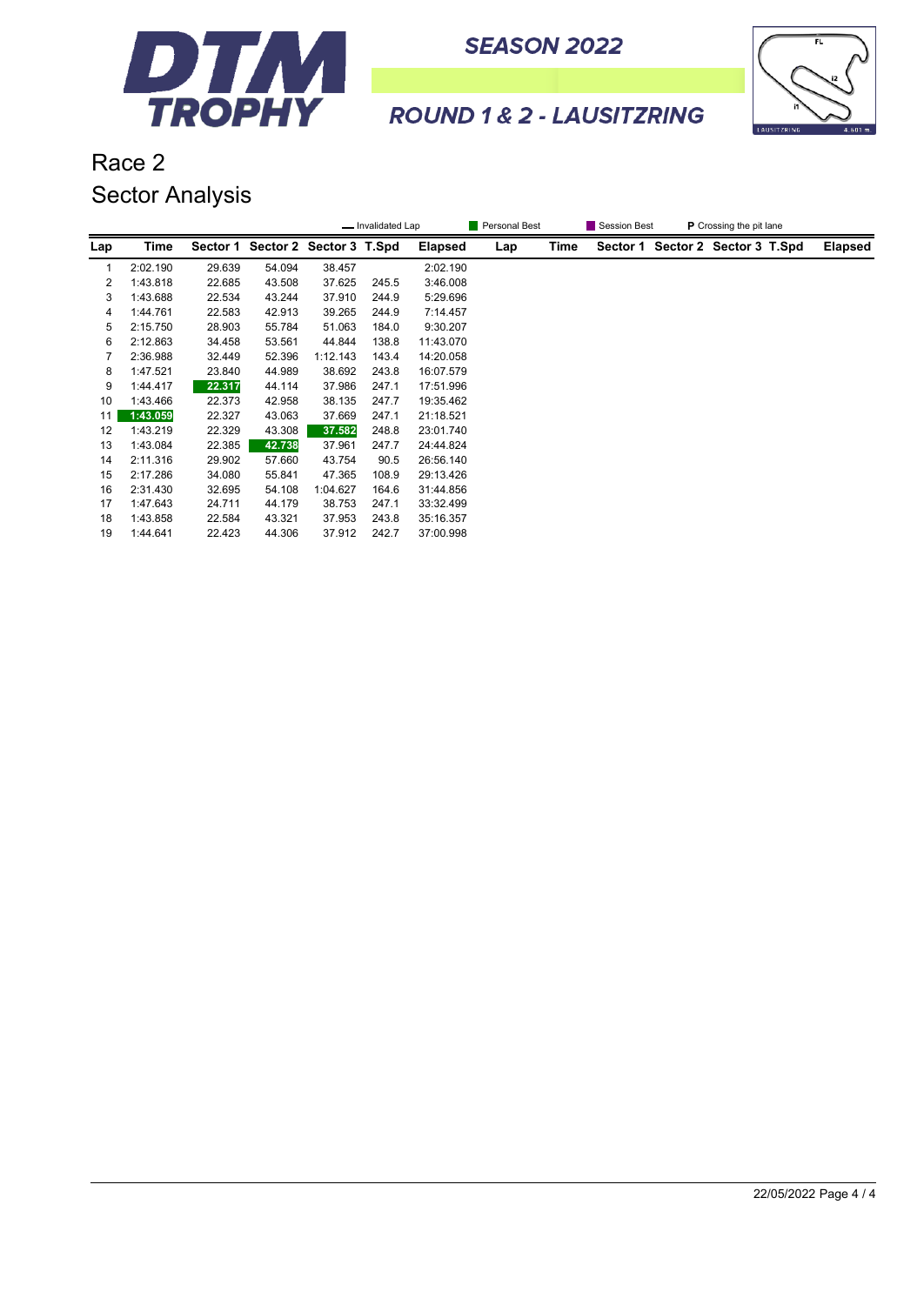# Race 2
## Sector Analysis

— Invalidated Lap | Personal Best | Session Best | **P** Crossing the pit lane

| Lap | Time | Sector 1 | Sector 2 | Sector 3 | T.Spd | Elapsed | Lap | Time | Sector 1 | Sector 2 | Sector 3 | T.Spd | Elapsed |
|---|---|---|---|---|---|---|---|---|---|---|---|---|---|
| 1 | 2:02.190 | 29.639 | 54.094 | 38.457 | | 2:02.190 | | | | | | | |
| 2 | 1:43.818 | 22.685 | 43.508 | 37.625 | 245.5 | 3:46.008 | | | | | | | |
| 3 | 1:43.688 | 22.534 | 43.244 | 37.910 | 244.9 | 5:29.696 | | | | | | | |
| 4 | 1:44.761 | 22.583 | 42.913 | 39.265 | 244.9 | 7:14.457 | | | | | | | |
| 5 | 2:15.750 | 28.903 | 55.784 | 51.063 | 184.0 | 9:30.207 | | | | | | | |
| 6 | 2:12.863 | 34.458 | 53.561 | 44.844 | 138.8 | 11:43.070 | | | | | | | |
| 7 | 2:36.988 | 32.449 | 52.396 | 1:12.143 | 143.4 | 14:20.058 | | | | | | | |
| 8 | 1:47.521 | 23.840 | 44.989 | 38.692 | 243.8 | 16:07.579 | | | | | | | |
| 9 | 1:44.417 | 22.317 | 44.114 | 37.986 | 247.1 | 17:51.996 | | | | | | | |
| 10 | 1:43.466 | 22.373 | 42.958 | 38.135 | 247.7 | 19:35.462 | | | | | | | |
| 11 | 1:43.059 | 22.327 | 43.063 | 37.669 | 247.1 | 21:18.521 | | | | | | | |
| 12 | 1:43.219 | 22.329 | 43.308 | 37.582 | 248.8 | 23:01.740 | | | | | | | |
| 13 | 1:43.084 | 22.385 | 42.738 | 37.961 | 247.7 | 24:44.824 | | | | | | | |
| 14 | 2:11.316 | 29.902 | 57.660 | 43.754 | 90.5 | 26:56.140 | | | | | | | |
| 15 | 2:17.286 | 34.080 | 55.841 | 47.365 | 108.9 | 29:13.426 | | | | | | | |
| 16 | 2:31.430 | 32.695 | 54.108 | 1:04.627 | 164.6 | 31:44.856 | | | | | | | |
| 17 | 1:47.643 | 24.711 | 44.179 | 38.753 | 247.1 | 33:32.499 | | | | | | | |
| 18 | 1:43.858 | 22.584 | 43.321 | 37.953 | 243.8 | 35:16.357 | | | | | | | |
| 19 | 1:44.641 | 22.423 | 44.306 | 37.912 | 242.7 | 37:00.998 | | | | | | | |

22/05/2022